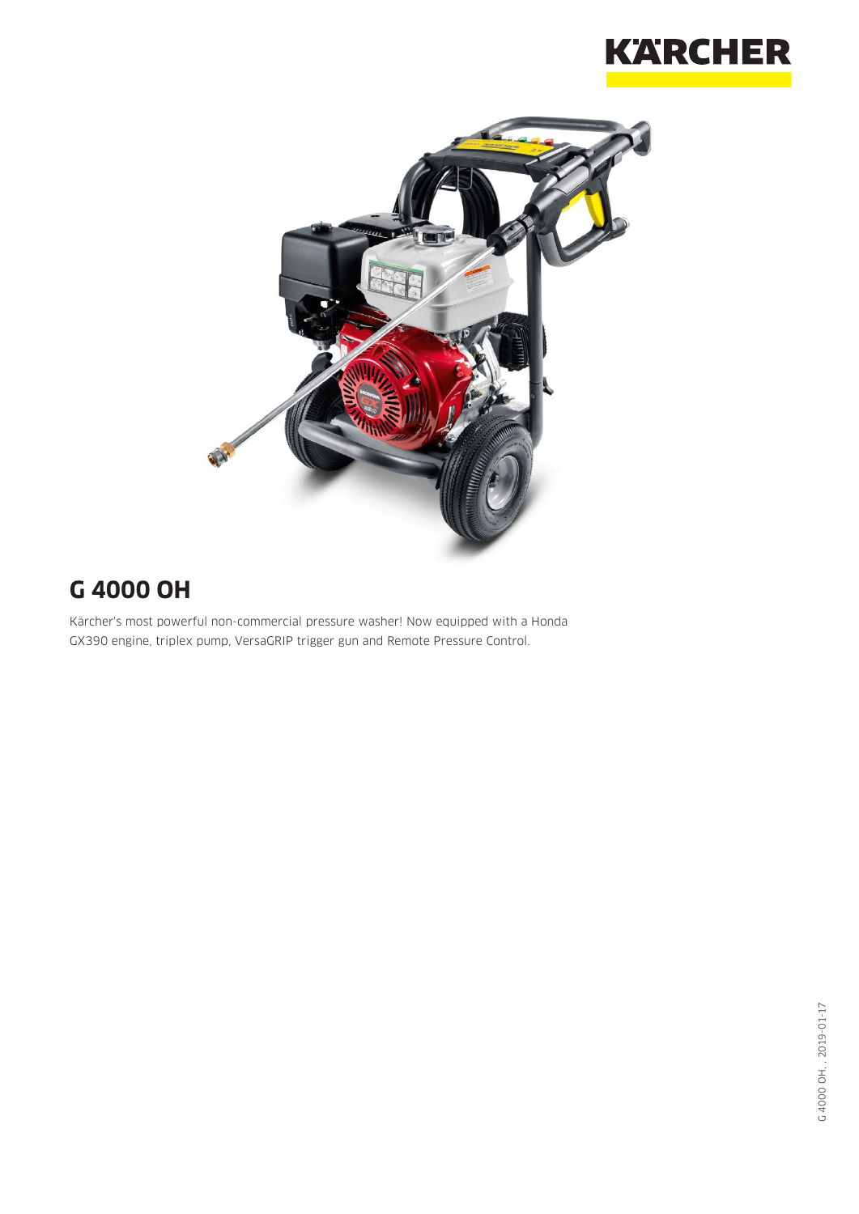# G 4000 OH

Kärcher's most powerful non-commercial pressure washer! Now equipped with a Honda GX390 engine, triplex pump, VersaGRIP trigger gun and Remote Pressure Control.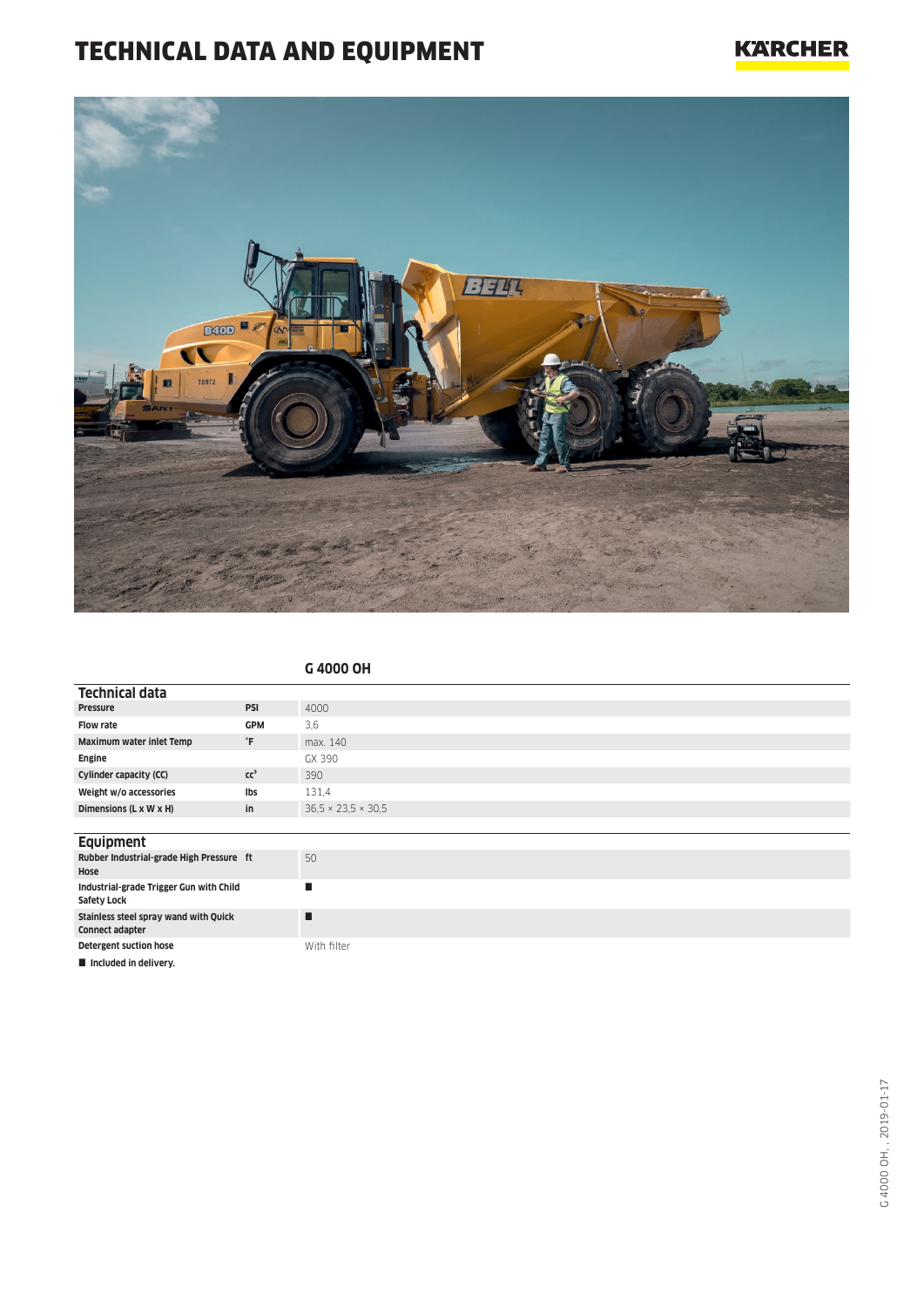# TECHNICAL DATA AND EQUIPMENT

## G 4000 OH

| Technical data | | |
|---|---|---|
| Pressure | PSI | 4000 |
| Flow rate | GPM | 3,6 |
| Maximum water inlet Temp | °F | max. 140 |
| Engine | | GX 390 |
| Cylinder capacity (CC) | cc³ | 390 |
| Weight w/o accessories | lbs | 131,4 |
| Dimensions (L x W x H) | in | 36,5 × 23,5 × 30,5 |

| Equipment | | |
|---|---|---|
| Rubber Industrial-grade High Pressure Hose | ft | 50 |
| Industrial-grade Trigger Gun with Child Safety Lock | | ■ |
| Stainless steel spray wand with Quick Connect adapter | | ■ |
| Detergent suction hose | | With filter |

■ Included in delivery.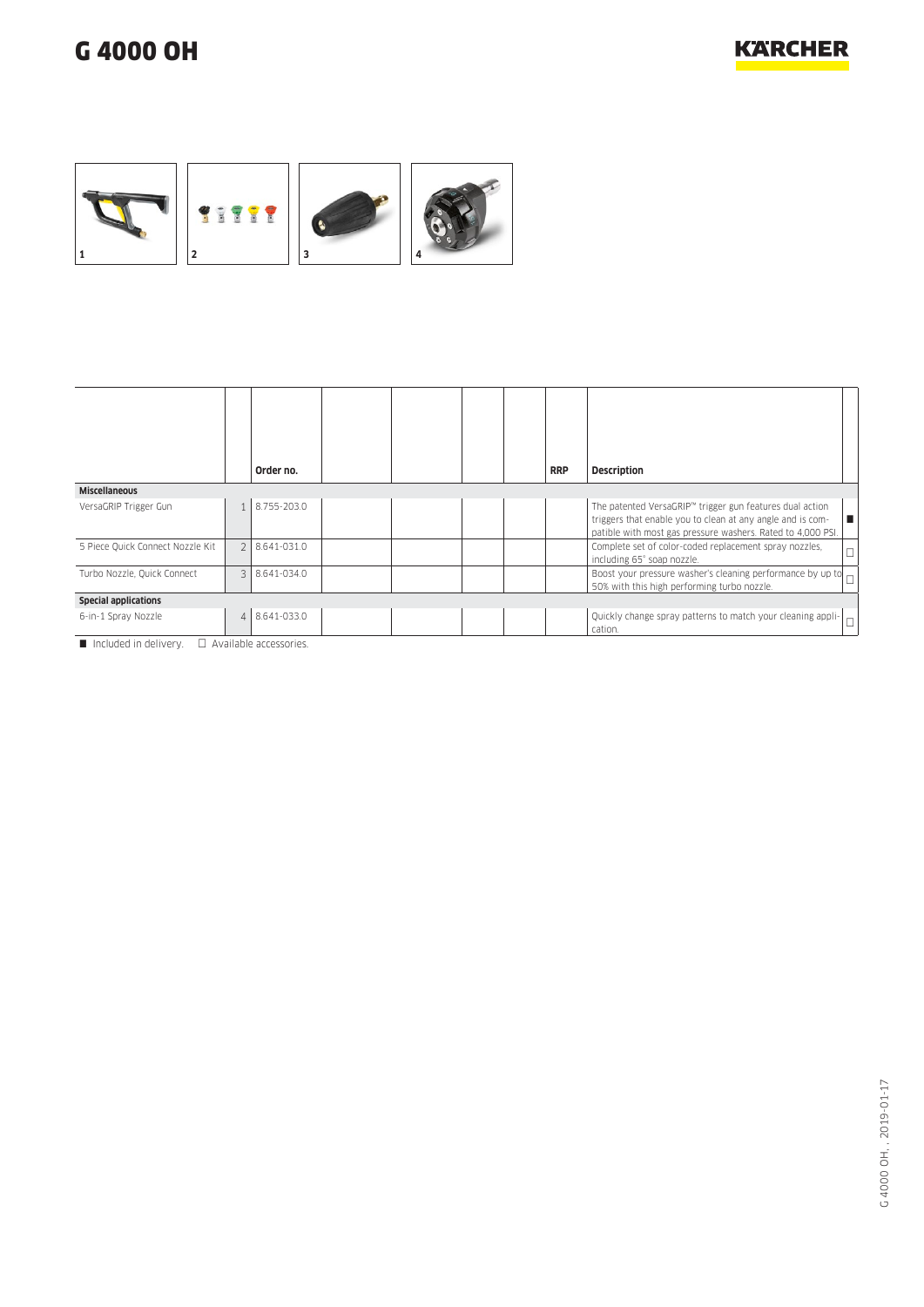# G 4000 OH

1 2 3 4

| | | Order no. | | | | | RRP | Description | |
|---|---|---|---|---|---|---|---|---|---|
| **Miscellaneous** | | | | | | | | | |
| VersaGRIP Trigger Gun | 1 | 8.755-203.0 | | | | | | The patented VersaGRIP™ trigger gun features dual action triggers that enable you to clean at any angle and is compatible with most gas pressure washers. Rated to 4,000 PSI. | ■ |
| 5 Piece Quick Connect Nozzle Kit | 2 | 8.641-031.0 | | | | | | Complete set of color-coded replacement spray nozzles, including 65° soap nozzle. | □ |
| Turbo Nozzle, Quick Connect | 3 | 8.641-034.0 | | | | | | Boost your pressure washer's cleaning performance by up to 50% with this high performing turbo nozzle. | □ |
| **Special applications** | | | | | | | | | |
| 6-in-1 Spray Nozzle | 4 | 8.641-033.0 | | | | | | Quickly change spray patterns to match your cleaning application. | □ |

■ Included in delivery. □ Available accessories.